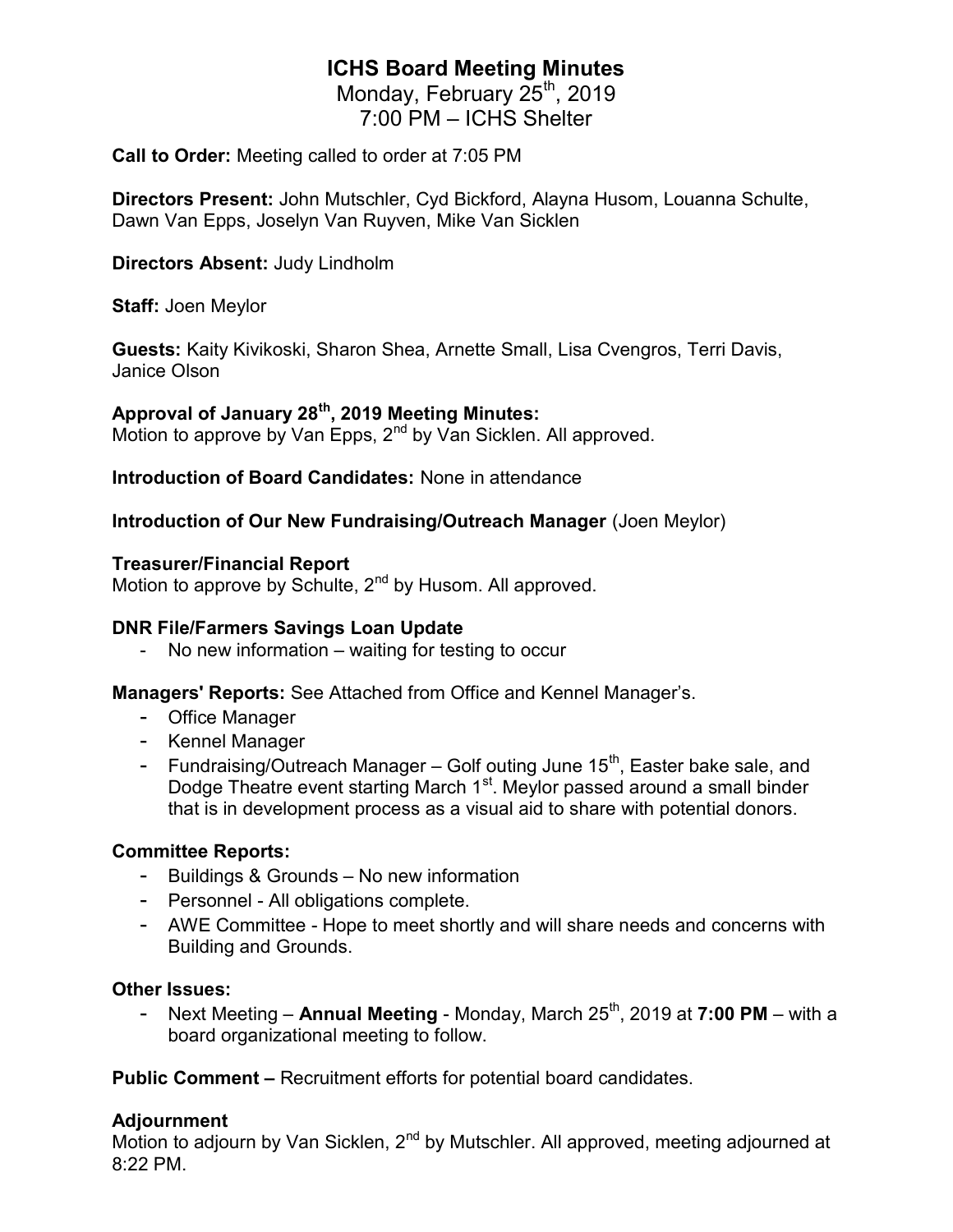# ICHS Board Meeting Minutes

Monday, February 25th, 2019

7:00 PM – ICHS Shelter

**Call to Order:** Meeting called to order at 7:05 PM

**Directors Present:** John Mutschler, Cyd Bickford, Alayna Husom, Louanna Schulte, Dawn Van Epps, Joselyn Van Ruyven, Mike Van Sicklen

**Directors Absent:** Judy Lindholm

**Staff:** Joen Meylor

**Guests:** Kaity Kivikoski, Sharon Shea, Arnette Small, Lisa Cvengros, Terri Davis, Janice Olson

**Approval of January 28th, 2019 Meeting Minutes:**
Motion to approve by Van Epps, 2nd by Van Sicklen. All approved.

**Introduction of Board Candidates:** None in attendance

**Introduction of Our New Fundraising/Outreach Manager** (Joen Meylor)

**Treasurer/Financial Report**
Motion to approve by Schulte, 2nd by Husom. All approved.

**DNR File/Farmers Savings Loan Update**

- No new information – waiting for testing to occur

**Managers' Reports:** See Attached from Office and Kennel Manager's.

- Office Manager
- Kennel Manager
- Fundraising/Outreach Manager – Golf outing June 15th, Easter bake sale, and Dodge Theatre event starting March 1st. Meylor passed around a small binder that is in development process as a visual aid to share with potential donors.

**Committee Reports:**

- Buildings & Grounds – No new information
- Personnel - All obligations complete.
- AWE Committee - Hope to meet shortly and will share needs and concerns with Building and Grounds.

**Other Issues:**

- Next Meeting – **Annual Meeting** - Monday, March 25th, 2019 at **7:00 PM** – with a board organizational meeting to follow.

**Public Comment –** Recruitment efforts for potential board candidates.

**Adjournment**
Motion to adjourn by Van Sicklen, 2nd by Mutschler. All approved, meeting adjourned at 8:22 PM.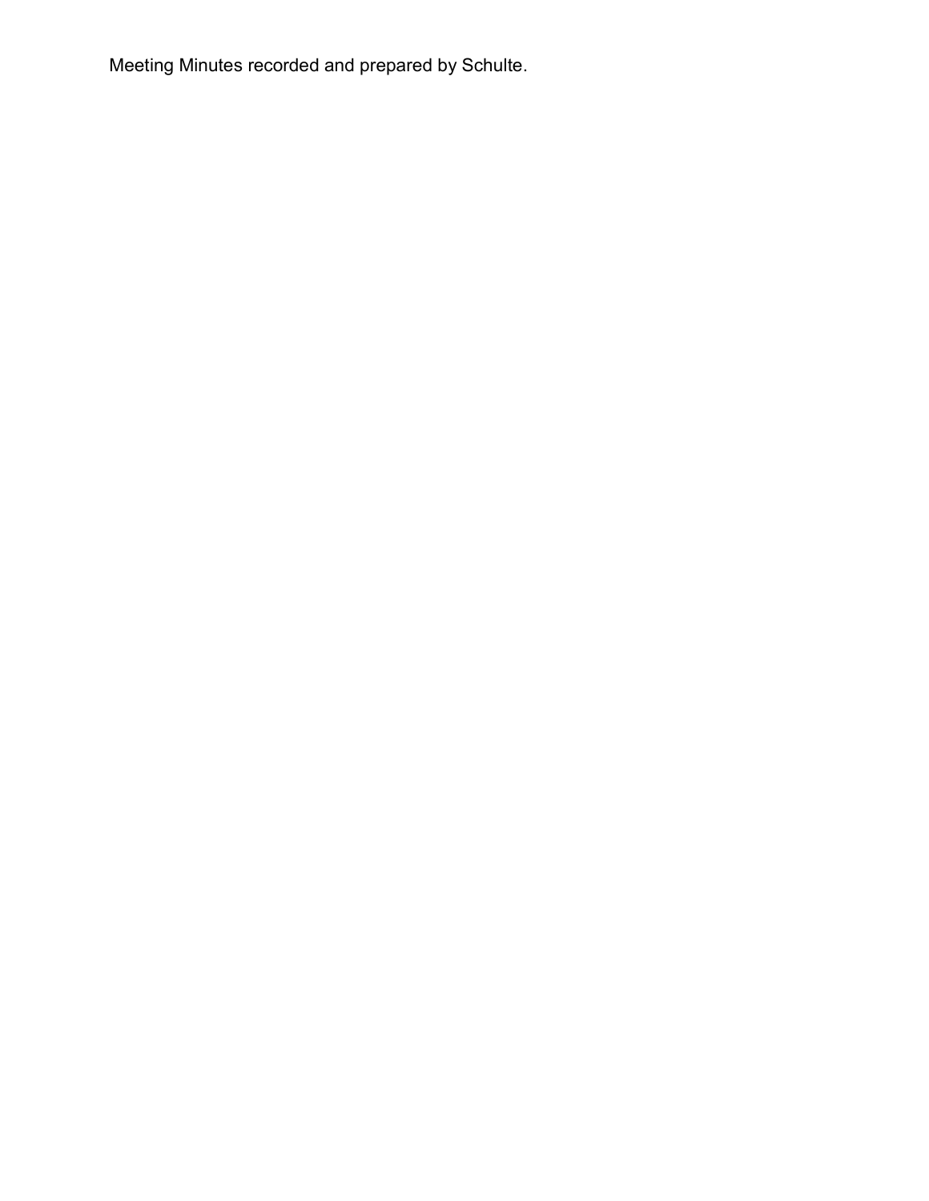Meeting Minutes recorded and prepared by Schulte.